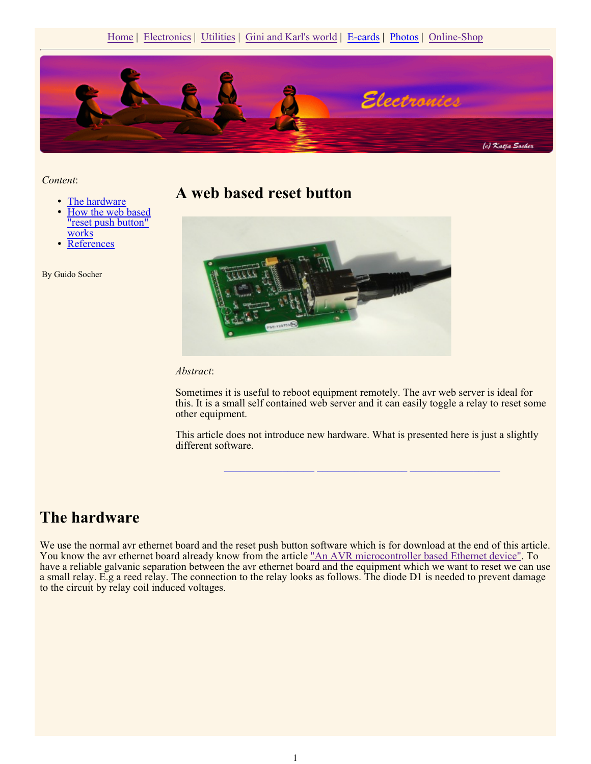Home | Electronics | Utilities | Gini and Karl's world | E-cards | Photos | Online-Shop

---

*Content*:

- The hardware
- How the web based "reset push button" works
- References

By Guido Socher

# A web based reset button

*Abstract*:

Sometimes it is useful to reboot equipment remotely. The avr web server is ideal for this. It is a small self contained web server and it can easily toggle a relay to reset some other equipment.

This article does not introduce new hardware. What is presented here is just a slightly different software.

## The hardware

We use the normal avr ethernet board and the reset push button software which is for download at the end of this article. You know the avr ethernet board already know from the article "An AVR microcontroller based Ethernet device". To have a reliable galvanic separation between the avr ethernet board and the equipment which we want to reset we can use a small relay. E.g a reed relay. The connection to the relay looks as follows. The diode D1 is needed to prevent damage to the circuit by relay coil induced voltages.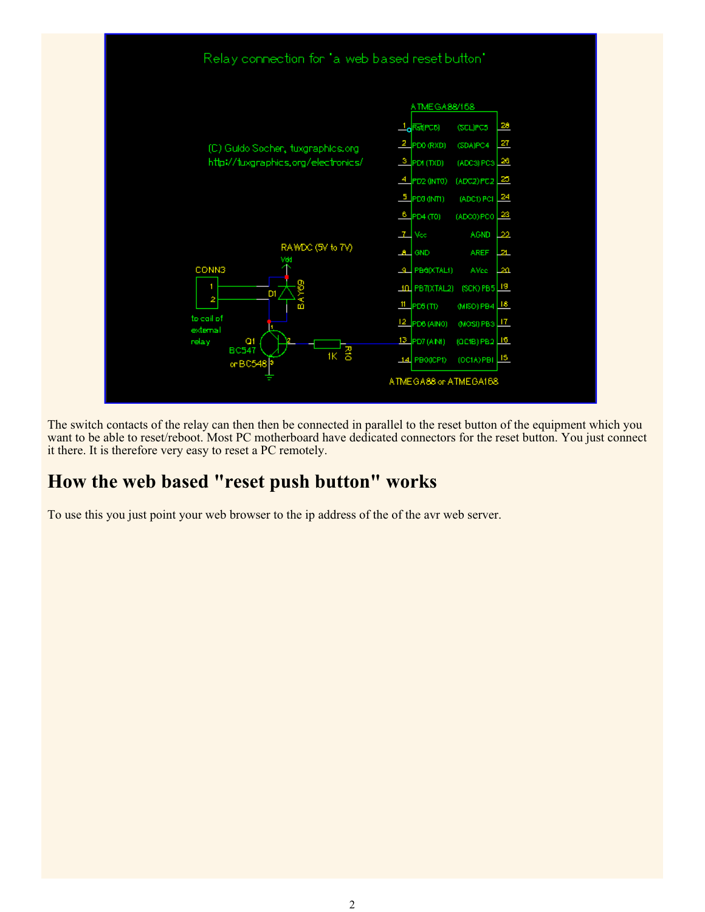The switch contacts of the relay can then then be connected in parallel to the reset button of the equipment which you want to be able to reset/reboot. Most PC motherboard have dedicated connectors for the reset button. You just connect it there. It is therefore very easy to reset a PC remotely.

## How the web based "reset push button" works

To use this you just point your web browser to the ip address of the of the avr web server.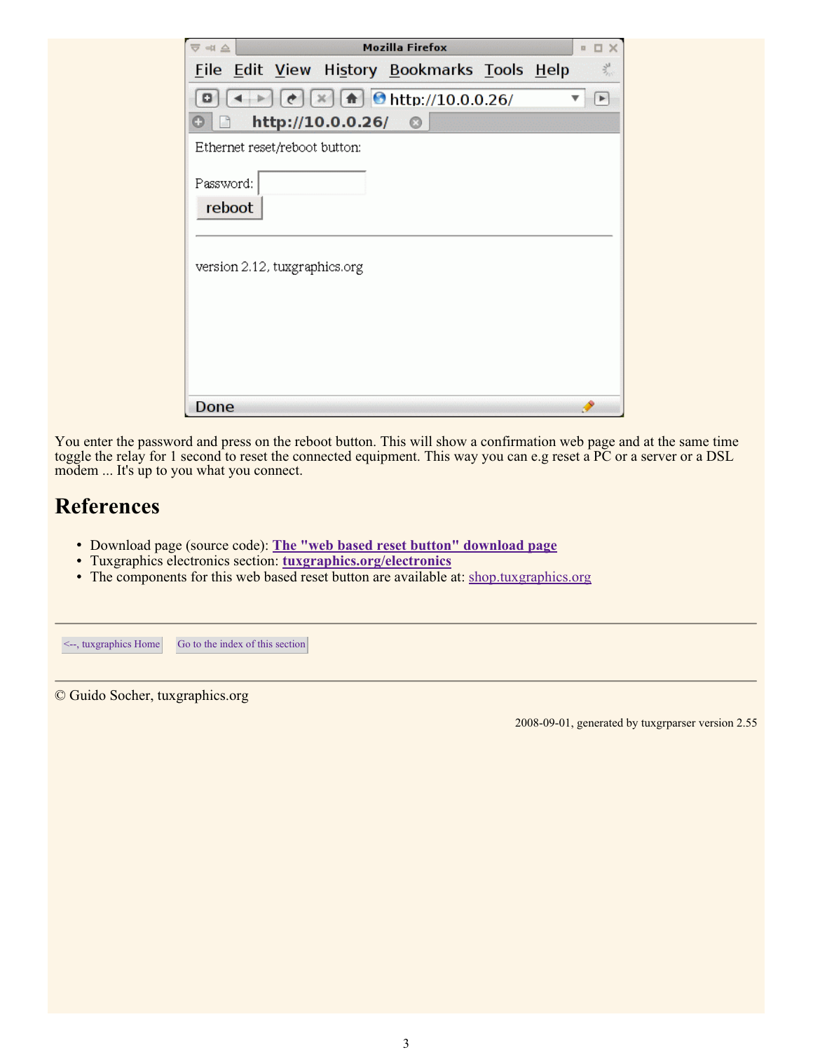You enter the password and press on the reboot button. This will show a confirmation web page and at the same time toggle the relay for 1 second to reset the connected equipment. This way you can e.g reset a PC or a server or a DSL modem ... It's up to you what you connect.

## References

- Download page (source code): **The "web based reset button" download page**
- Tuxgraphics electronics section: **tuxgraphics.org/electronics**
- The components for this web based reset button are available at: shop.tuxgraphics.org

---

<--, tuxgraphics Home | Go to the index of this section

---

© Guido Socher, tuxgraphics.org

2008-09-01, generated by tuxgrparser version 2.55